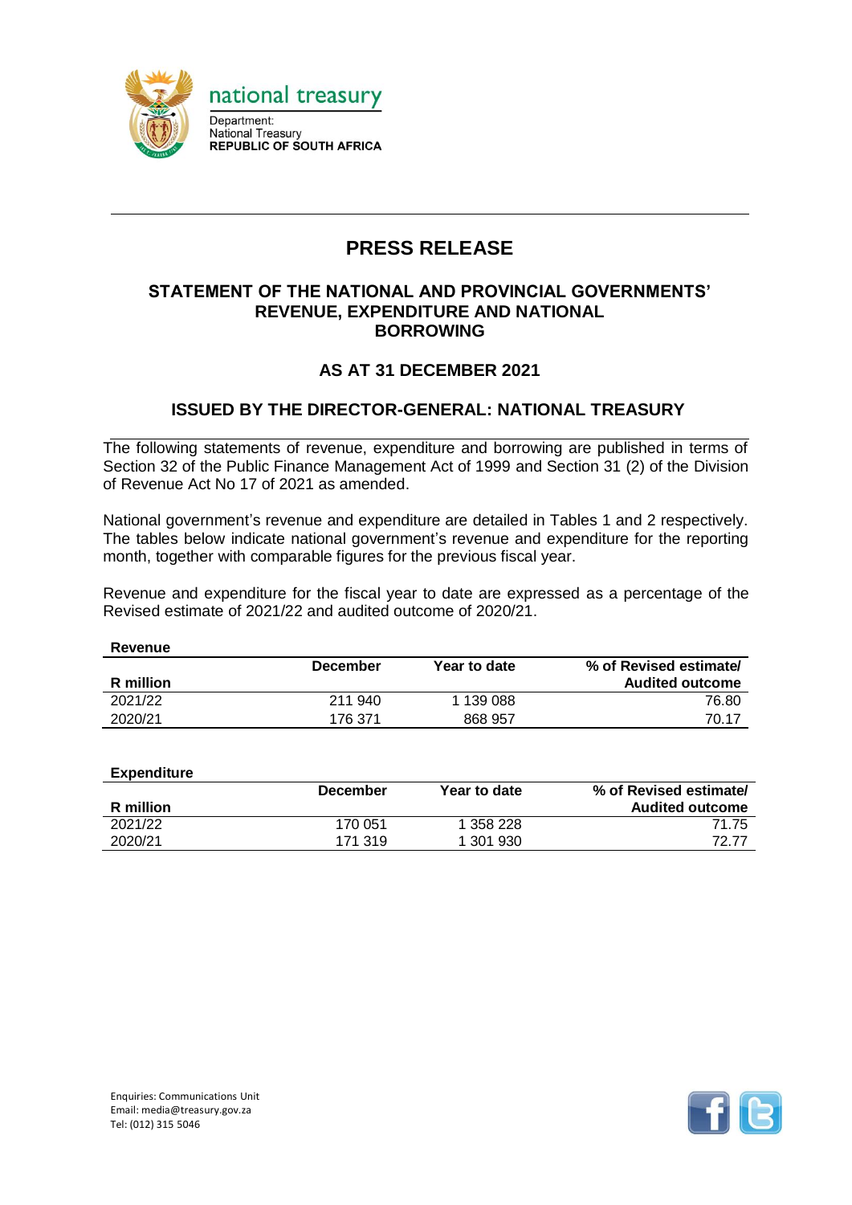national treasury

Department:
National Treasury
**REPUBLIC OF SOUTH AFRICA**

# PRESS RELEASE

## STATEMENT OF THE NATIONAL AND PROVINCIAL GOVERNMENTS' REVENUE, EXPENDITURE AND NATIONAL BORROWING

## AS AT 31 DECEMBER 2021

## ISSUED BY THE DIRECTOR-GENERAL: NATIONAL TREASURY

The following statements of revenue, expenditure and borrowing are published in terms of Section 32 of the Public Finance Management Act of 1999 and Section 31 (2) of the Division of Revenue Act No 17 of 2021 as amended.

National government's revenue and expenditure are detailed in Tables 1 and 2 respectively. The tables below indicate national government's revenue and expenditure for the reporting month, together with comparable figures for the previous fiscal year.

Revenue and expenditure for the fiscal year to date are expressed as a percentage of the Revised estimate of 2021/22 and audited outcome of 2020/21.

**Revenue**

| R million | December | Year to date | % of Revised estimate/ Audited outcome |
|---|---|---|---|
| 2021/22 | 211 940 | 1 139 088 | 76.80 |
| 2020/21 | 176 371 | 868 957 | 70.17 |

**Expenditure**

| R million | December | Year to date | % of Revised estimate/ Audited outcome |
|---|---|---|---|
| 2021/22 | 170 051 | 1 358 228 | 71.75 |
| 2020/21 | 171 319 | 1 301 930 | 72.77 |

Enquiries: Communications Unit
Email: media@treasury.gov.za
Tel: (012) 315 5046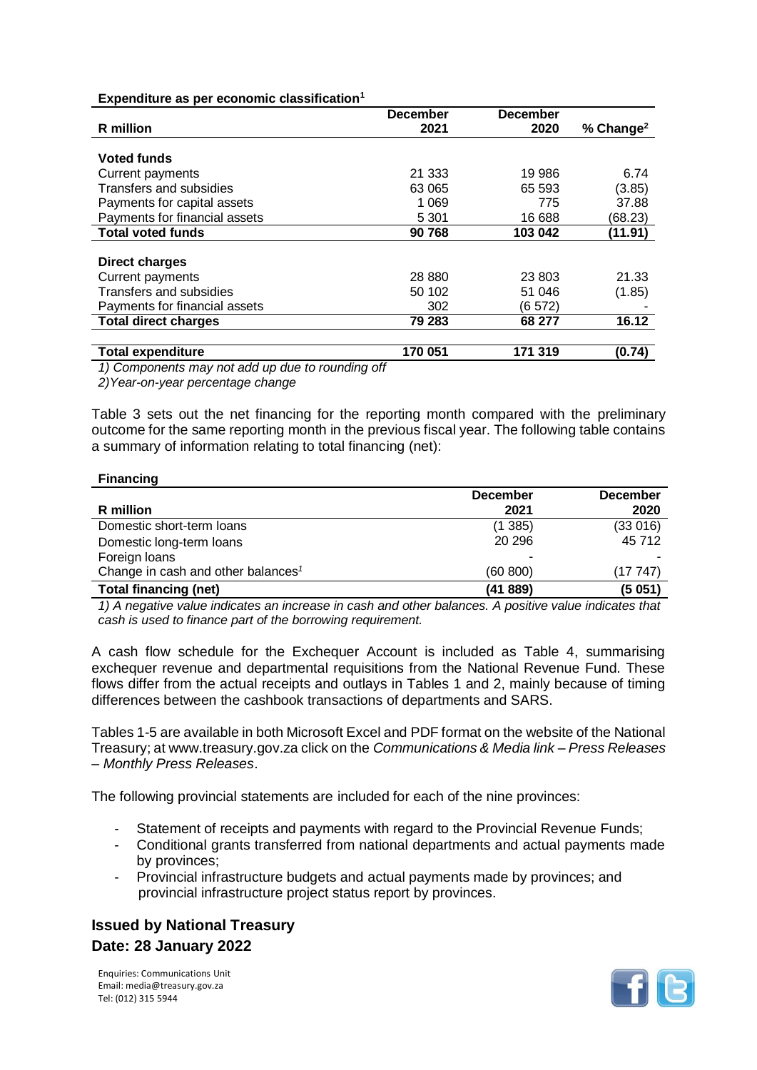**Expenditure as per economic classification[1]**

| R million | December 2021 | December 2020 | % Change[2] |
|---|---|---|---|
| **Voted funds** | | | |
| Current payments | 21 333 | 19 986 | 6.74 |
| Transfers and subsidies | 63 065 | 65 593 | (3.85) |
| Payments for capital assets | 1 069 | 775 | 37.88 |
| Payments for financial assets | 5 301 | 16 688 | (68.23) |
| **Total voted funds** | **90 768** | **103 042** | **(11.91)** |
| **Direct charges** | | | |
| Current payments | 28 880 | 23 803 | 21.33 |
| Transfers and subsidies | 50 102 | 51 046 | (1.85) |
| Payments for financial assets | 302 | (6 572) | - |
| **Total direct charges** | **79 283** | **68 277** | **16.12** |
| **Total expenditure** | **170 051** | **171 319** | **(0.74)** |

*1) Components may not add up due to rounding off*

*2)Year-on-year percentage change*

Table 3 sets out the net financing for the reporting month compared with the preliminary outcome for the same reporting month in the previous fiscal year. The following table contains a summary of information relating to total financing (net):

**Financing**

| R million | December 2021 | December 2020 |
|---|---|---|
| Domestic short-term loans | (1 385) | (33 016) |
| Domestic long-term loans | 20 296 | 45 712 |
| Foreign loans | - | - |
| Change in cash and other balances[1] | (60 800) | (17 747) |
| **Total financing (net)** | **(41 889)** | **(5 051)** |

*1) A negative value indicates an increase in cash and other balances. A positive value indicates that cash is used to finance part of the borrowing requirement.*

A cash flow schedule for the Exchequer Account is included as Table 4, summarising exchequer revenue and departmental requisitions from the National Revenue Fund. These flows differ from the actual receipts and outlays in Tables 1 and 2, mainly because of timing differences between the cashbook transactions of departments and SARS.

Tables 1-5 are available in both Microsoft Excel and PDF format on the website of the National Treasury; at www.treasury.gov.za click on the *Communications & Media link – Press Releases – Monthly Press Releases*.

The following provincial statements are included for each of the nine provinces:

- Statement of receipts and payments with regard to the Provincial Revenue Funds;
- Conditional grants transferred from national departments and actual payments made by provinces;
- Provincial infrastructure budgets and actual payments made by provinces; and provincial infrastructure project status report by provinces.

## Issued by National Treasury
## Date: 28 January 2022

Enquiries: Communications Unit
Email: media@treasury.gov.za
Tel: (012) 315 5944